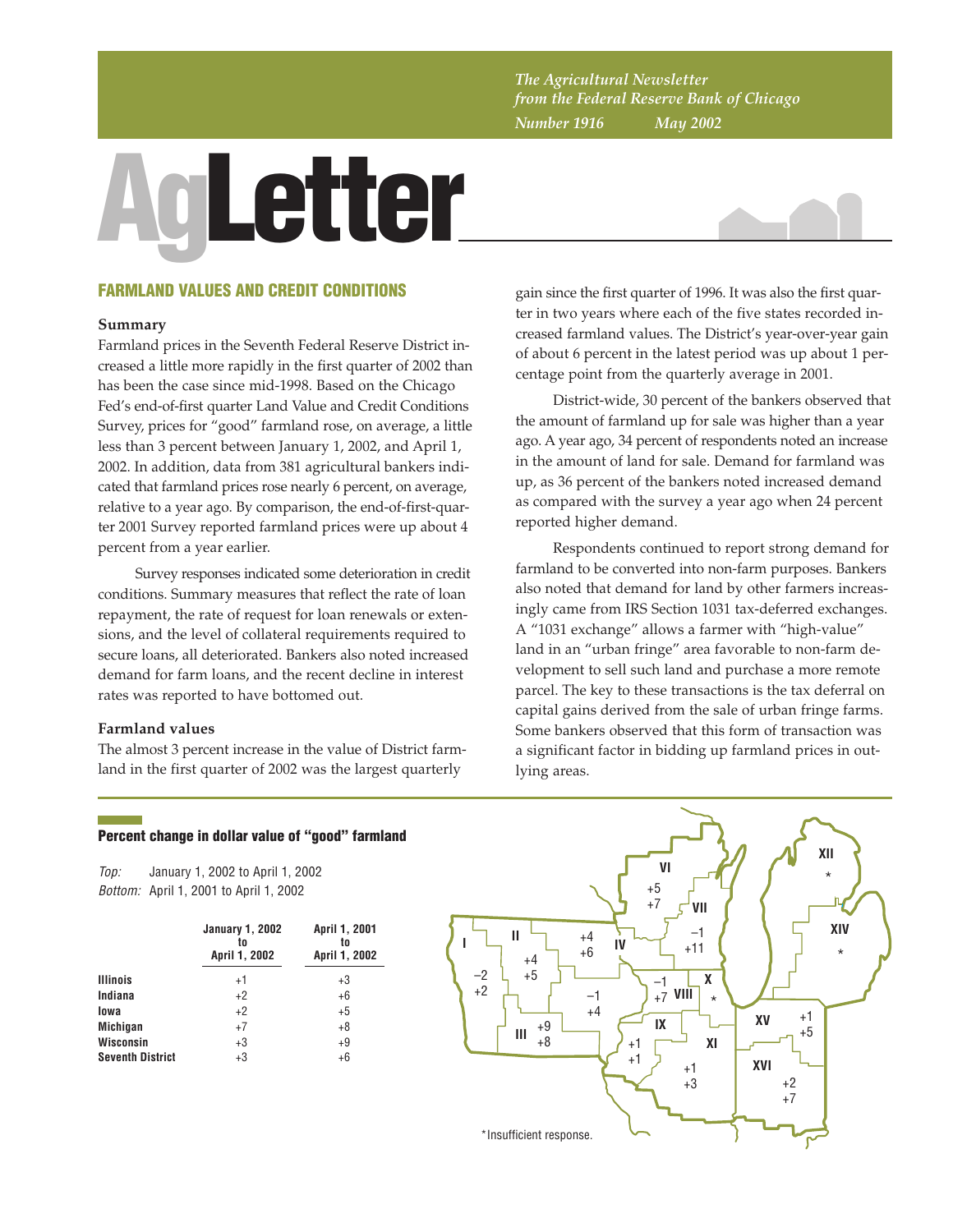*The Agricultural Newsletter from the Federal Reserve Bank of Chicago*

*Number 1916 May 2002*

# AgLetter

## FARMLAND VALUES AND CREDIT CONDITIONS

### Summary

Farmland prices in the Seventh Federal Reserve District increased a little more rapidly in the first quarter of 2002 than has been the case since mid-1998. Based on the Chicago Fed's end-of-first quarter Land Value and Credit Conditions Survey, prices for "good" farmland rose, on average, a little less than 3 percent between January 1, 2002, and April 1, 2002. In addition, data from 381 agricultural bankers indicated that farmland prices rose nearly 6 percent, on average, relative to a year ago. By comparison, the end-of-first-quarter 2001 Survey reported farmland prices were up about 4 percent from a year earlier.

Survey responses indicated some deterioration in credit conditions. Summary measures that reflect the rate of loan repayment, the rate of request for loan renewals or extensions, and the level of collateral requirements required to secure loans, all deteriorated. Bankers also noted increased demand for farm loans, and the recent decline in interest rates was reported to have bottomed out.

### Farmland values

The almost 3 percent increase in the value of District farmland in the first quarter of 2002 was the largest quarterly gain since the first quarter of 1996. It was also the first quarter in two years where each of the five states recorded increased farmland values. The District's year-over-year gain of about 6 percent in the latest period was up about 1 percentage point from the quarterly average in 2001.

District-wide, 30 percent of the bankers observed that the amount of farmland up for sale was higher than a year ago. A year ago, 34 percent of respondents noted an increase in the amount of land for sale. Demand for farmland was up, as 36 percent of the bankers noted increased demand as compared with the survey a year ago when 24 percent reported higher demand.

Respondents continued to report strong demand for farmland to be converted into non-farm purposes. Bankers also noted that demand for land by other farmers increasingly came from IRS Section 1031 tax-deferred exchanges. A "1031 exchange" allows a farmer with "high-value" land in an "urban fringe" area favorable to non-farm development to sell such land and purchase a more remote parcel. The key to these transactions is the tax deferral on capital gains derived from the sale of urban fringe farms. Some bankers observed that this form of transaction was a significant factor in bidding up farmland prices in outlying areas.

**Percent change in dollar value of "good" farmland**

*Top:* January 1, 2002 to April 1, 2002
*Bottom:* April 1, 2001 to April 1, 2002

| | January 1, 2002 to April 1, 2002 | April 1, 2001 to April 1, 2002 |
|---|---|---|
| **Illinois** | +1 | +3 |
| **Indiana** | +2 | +6 |
| **Iowa** | +2 | +5 |
| **Michigan** | +7 | +8 |
| **Wisconsin** | +3 | +9 |
| **Seventh District** | +3 | +6 |

| District | Top | Bottom |
|---|---|---|
| I | −2 | +2 |
| II | +4 | +5 |
| III | +9 | +8 |
| IV | +4 | +6 |
| V | −1 | +4 |
| VI | +5 | +7 |
| VII | −1 | +11 |
| VIII | −1 | +7 |
| IX | +1 | +1 |
| X | * | |
| XI | +1 | +3 |
| XII | * | |
| XIV | * | |
| XV | +1 | +5 |
| XVI | +2 | +7 |

*Insufficient response.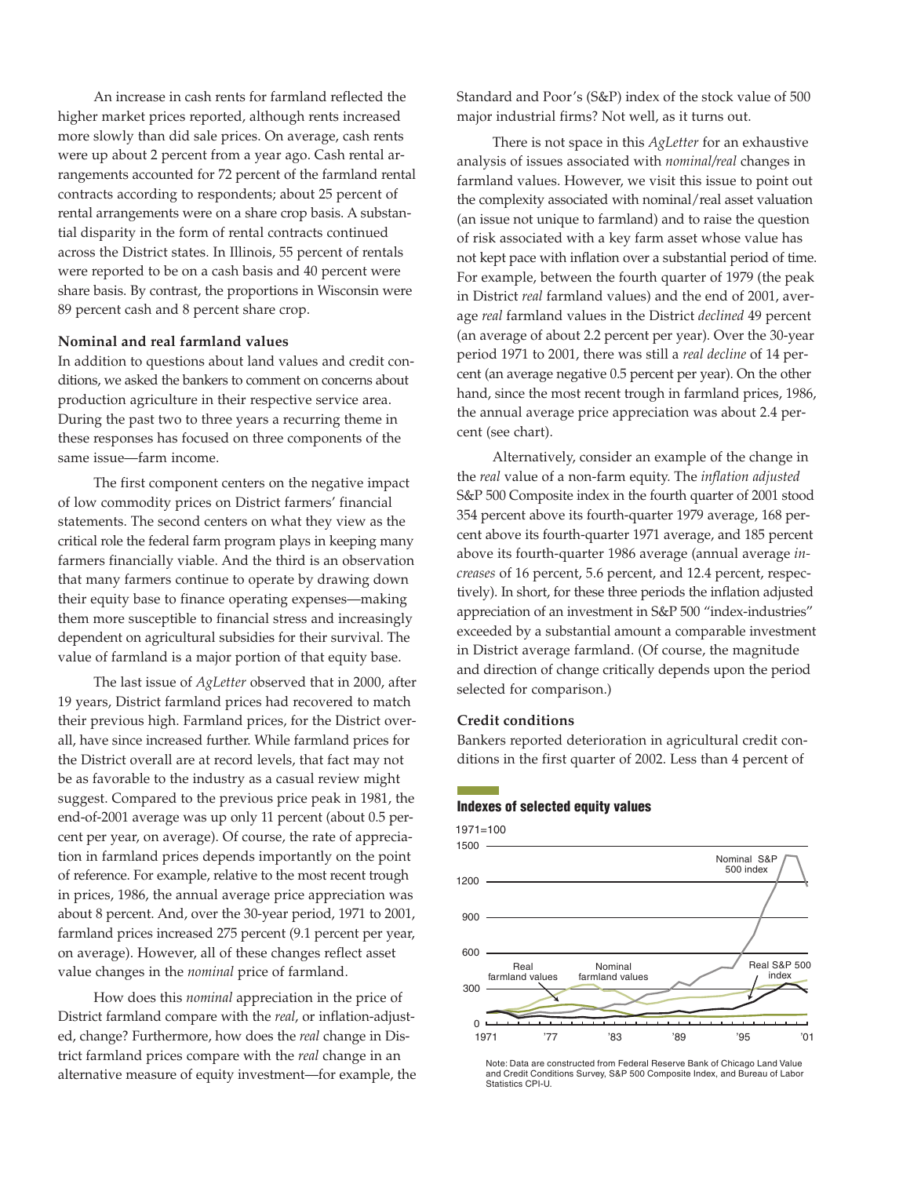An increase in cash rents for farmland reflected the higher market prices reported, although rents increased more slowly than did sale prices. On average, cash rents were up about 2 percent from a year ago. Cash rental arrangements accounted for 72 percent of the farmland rental contracts according to respondents; about 25 percent of rental arrangements were on a share crop basis. A substantial disparity in the form of rental contracts continued across the District states. In Illinois, 55 percent of rentals were reported to be on a cash basis and 40 percent were share basis. By contrast, the proportions in Wisconsin were 89 percent cash and 8 percent share crop.

### Nominal and real farmland values

In addition to questions about land values and credit conditions, we asked the bankers to comment on concerns about production agriculture in their respective service area. During the past two to three years a recurring theme in these responses has focused on three components of the same issue—farm income.

The first component centers on the negative impact of low commodity prices on District farmers' financial statements. The second centers on what they view as the critical role the federal farm program plays in keeping many farmers financially viable. And the third is an observation that many farmers continue to operate by drawing down their equity base to finance operating expenses—making them more susceptible to financial stress and increasingly dependent on agricultural subsidies for their survival. The value of farmland is a major portion of that equity base.

The last issue of *AgLetter* observed that in 2000, after 19 years, District farmland prices had recovered to match their previous high. Farmland prices, for the District overall, have since increased further. While farmland prices for the District overall are at record levels, that fact may not be as favorable to the industry as a casual review might suggest. Compared to the previous price peak in 1981, the end-of-2001 average was up only 11 percent (about 0.5 percent per year, on average). Of course, the rate of appreciation in farmland prices depends importantly on the point of reference. For example, relative to the most recent trough in prices, 1986, the annual average price appreciation was about 8 percent. And, over the 30-year period, 1971 to 2001, farmland prices increased 275 percent (9.1 percent per year, on average). However, all of these changes reflect asset value changes in the *nominal* price of farmland.

How does this *nominal* appreciation in the price of District farmland compare with the *real*, or inflation-adjusted, change? Furthermore, how does the *real* change in District farmland prices compare with the *real* change in an alternative measure of equity investment—for example, the Standard and Poor's (S&P) index of the stock value of 500 major industrial firms? Not well, as it turns out.

There is not space in this *AgLetter* for an exhaustive analysis of issues associated with *nominal/real* changes in farmland values. However, we visit this issue to point out the complexity associated with nominal/real asset valuation (an issue not unique to farmland) and to raise the question of risk associated with a key farm asset whose value has not kept pace with inflation over a substantial period of time. For example, between the fourth quarter of 1979 (the peak in District *real* farmland values) and the end of 2001, average *real* farmland values in the District *declined* 49 percent (an average of about 2.2 percent per year). Over the 30-year period 1971 to 2001, there was still a *real decline* of 14 percent (an average negative 0.5 percent per year). On the other hand, since the most recent trough in farmland prices, 1986, the annual average price appreciation was about 2.4 percent (see chart).

Alternatively, consider an example of the change in the *real* value of a non-farm equity. The *inflation adjusted* S&P 500 Composite index in the fourth quarter of 2001 stood 354 percent above its fourth-quarter 1979 average, 168 percent above its fourth-quarter 1971 average, and 185 percent above its fourth-quarter 1986 average (annual average *increases* of 16 percent, 5.6 percent, and 12.4 percent, respectively). In short, for these three periods the inflation adjusted appreciation of an investment in S&P 500 "index-industries" exceeded by a substantial amount a comparable investment in District average farmland. (Of course, the magnitude and direction of change critically depends upon the period selected for comparison.)

### Credit conditions

Bankers reported deterioration in agricultural credit conditions in the first quarter of 2002. Less than 4 percent of

**Indexes of selected equity values**

1971=100

Note: Data are constructed from Federal Reserve Bank of Chicago Land Value and Credit Conditions Survey, S&P 500 Composite Index, and Bureau of Labor Statistics CPI-U.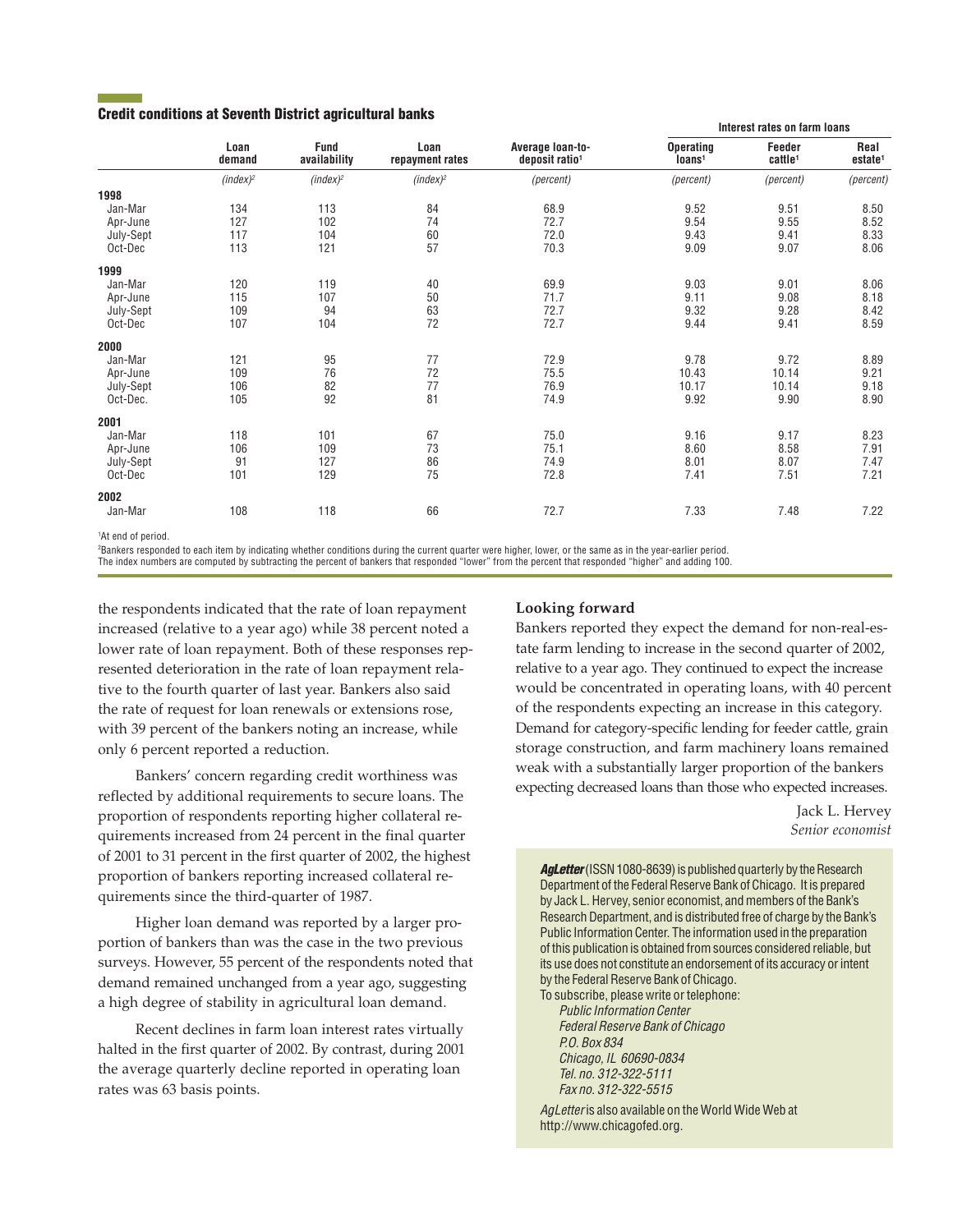### Credit conditions at Seventh District agricultural banks

| | Loan demand | Fund availability | Loan repayment rates | Average loan-to-deposit ratio[1] | Interest rates on farm loans: Operating loans[1] | Feeder cattle[1] | Real estate[1] |
|---|---|---|---|---|---|---|---|
| | *(index)*[2] | *(index)*[2] | *(index)*[2] | *(percent)* | *(percent)* | *(percent)* | *(percent)* |
| **1998** | | | | | | | |
| Jan-Mar | 134 | 113 | 84 | 68.9 | 9.52 | 9.51 | 8.50 |
| Apr-June | 127 | 102 | 74 | 72.7 | 9.54 | 9.55 | 8.52 |
| July-Sept | 117 | 104 | 60 | 72.0 | 9.43 | 9.41 | 8.33 |
| Oct-Dec | 113 | 121 | 57 | 70.3 | 9.09 | 9.07 | 8.06 |
| **1999** | | | | | | | |
| Jan-Mar | 120 | 119 | 40 | 69.9 | 9.03 | 9.01 | 8.06 |
| Apr-June | 115 | 107 | 50 | 71.7 | 9.11 | 9.08 | 8.18 |
| July-Sept | 109 | 94 | 63 | 72.7 | 9.32 | 9.28 | 8.42 |
| Oct-Dec | 107 | 104 | 72 | 72.7 | 9.44 | 9.41 | 8.59 |
| **2000** | | | | | | | |
| Jan-Mar | 121 | 95 | 77 | 72.9 | 9.78 | 9.72 | 8.89 |
| Apr-June | 109 | 76 | 72 | 75.5 | 10.43 | 10.14 | 9.21 |
| July-Sept | 106 | 82 | 77 | 76.9 | 10.17 | 10.14 | 9.18 |
| Oct-Dec. | 105 | 92 | 81 | 74.9 | 9.92 | 9.90 | 8.90 |
| **2001** | | | | | | | |
| Jan-Mar | 118 | 101 | 67 | 75.0 | 9.16 | 9.17 | 8.23 |
| Apr-June | 106 | 109 | 73 | 75.1 | 8.60 | 8.58 | 7.91 |
| July-Sept | 91 | 127 | 86 | 74.9 | 8.01 | 8.07 | 7.47 |
| Oct-Dec | 101 | 129 | 75 | 72.8 | 7.41 | 7.51 | 7.21 |
| **2002** | | | | | | | |
| Jan-Mar | 108 | 118 | 66 | 72.7 | 7.33 | 7.48 | 7.22 |

[1]At end of period.

[2]Bankers responded to each item by indicating whether conditions during the current quarter were higher, lower, or the same as in the year-earlier period. The index numbers are computed by subtracting the percent of bankers that responded "lower" from the percent that responded "higher" and adding 100.

the respondents indicated that the rate of loan repayment increased (relative to a year ago) while 38 percent noted a lower rate of loan repayment. Both of these responses represented deterioration in the rate of loan repayment relative to the fourth quarter of last year. Bankers also said the rate of request for loan renewals or extensions rose, with 39 percent of the bankers noting an increase, while only 6 percent reported a reduction.

Bankers' concern regarding credit worthiness was reflected by additional requirements to secure loans. The proportion of respondents reporting higher collateral requirements increased from 24 percent in the final quarter of 2001 to 31 percent in the first quarter of 2002, the highest proportion of bankers reporting increased collateral requirements since the third-quarter of 1987.

Higher loan demand was reported by a larger proportion of bankers than was the case in the two previous surveys. However, 55 percent of the respondents noted that demand remained unchanged from a year ago, suggesting a high degree of stability in agricultural loan demand.

Recent declines in farm loan interest rates virtually halted in the first quarter of 2002. By contrast, during 2001 the average quarterly decline reported in operating loan rates was 63 basis points.

**Looking forward**

Bankers reported they expect the demand for non-real-estate farm lending to increase in the second quarter of 2002, relative to a year ago. They continued to expect the increase would be concentrated in operating loans, with 40 percent of the respondents expecting an increase in this category. Demand for category-specific lending for feeder cattle, grain storage construction, and farm machinery loans remained weak with a substantially larger proportion of the bankers expecting decreased loans than those who expected increases.

Jack L. Hervey
*Senior economist*

***AgLetter*** (ISSN 1080-8639) is published quarterly by the Research Department of the Federal Reserve Bank of Chicago. It is prepared by Jack L. Hervey, senior economist, and members of the Bank's Research Department, and is distributed free of charge by the Bank's Public Information Center. The information used in the preparation of this publication is obtained from sources considered reliable, but its use does not constitute an endorsement of its accuracy or intent by the Federal Reserve Bank of Chicago.

To subscribe, please write or telephone:

*Public Information Center*
*Federal Reserve Bank of Chicago*
*P.O. Box 834*
*Chicago, IL 60690-0834*
*Tel. no. 312-322-5111*
*Fax no. 312-322-5515*

*AgLetter* is also available on the World Wide Web at http://www.chicagofed.org.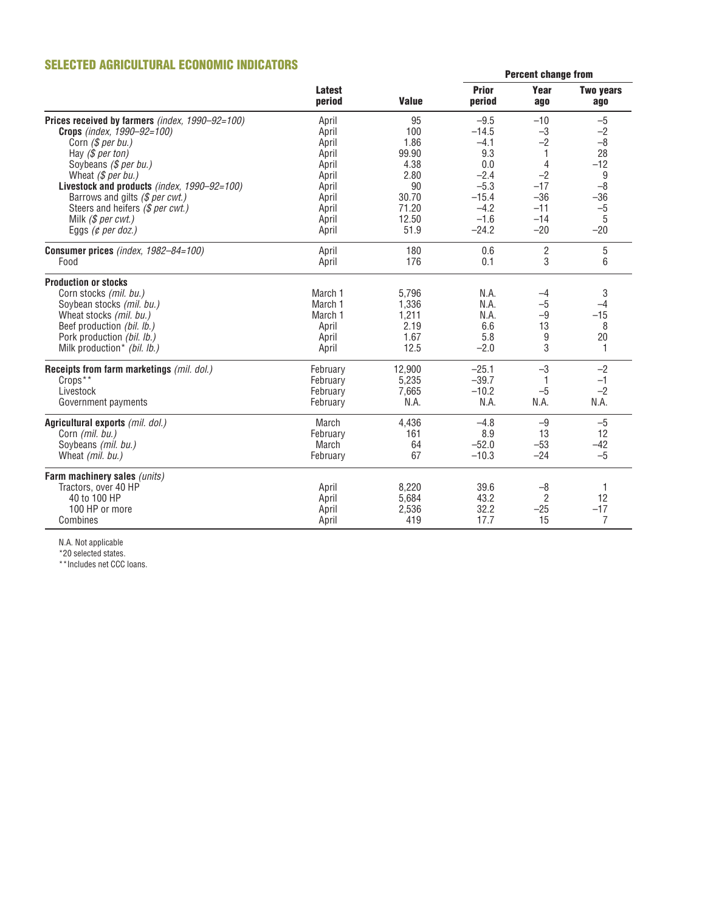## SELECTED AGRICULTURAL ECONOMIC INDICATORS

| | Latest period | Value | Percent change from: Prior period | Year ago | Two years ago |
|---|---|---|---|---|---|
| **Prices received by farmers** *(index, 1990–92=100)* | April | 95 | −9.5 | −10 | −5 |
| **Crops** *(index, 1990–92=100)* | April | 100 | −14.5 | −3 | −2 |
| Corn *($ per bu.)* | April | 1.86 | −4.1 | −2 | −8 |
| Hay *($ per ton)* | April | 99.90 | 9.3 | 1 | 28 |
| Soybeans *($ per bu.)* | April | 4.38 | 0.0 | 4 | −12 |
| Wheat *($ per bu.)* | April | 2.80 | −2.4 | −2 | 9 |
| **Livestock and products** *(index, 1990–92=100)* | April | 90 | −5.3 | −17 | −8 |
| Barrows and gilts *($ per cwt.)* | April | 30.70 | −15.4 | −36 | −36 |
| Steers and heifers *($ per cwt.)* | April | 71.20 | −4.2 | −11 | −5 |
| Milk *($ per cwt.)* | April | 12.50 | −1.6 | −14 | 5 |
| Eggs *(¢ per doz.)* | April | 51.9 | −24.2 | −20 | −20 |
| **Consumer prices** *(index, 1982–84=100)* | April | 180 | 0.6 | 2 | 5 |
| Food | April | 176 | 0.1 | 3 | 6 |
| **Production or stocks** | | | | | |
| Corn stocks *(mil. bu.)* | March 1 | 5,796 | N.A. | −4 | 3 |
| Soybean stocks *(mil. bu.)* | March 1 | 1,336 | N.A. | −5 | −4 |
| Wheat stocks *(mil. bu.)* | March 1 | 1,211 | N.A. | −9 | −15 |
| Beef production *(bil. lb.)* | April | 2.19 | 6.6 | 13 | 8 |
| Pork production *(bil. lb.)* | April | 1.67 | 5.8 | 9 | 20 |
| Milk production* *(bil. lb.)* | April | 12.5 | −2.0 | 3 | 1 |
| **Receipts from farm marketings** *(mil. dol.)* | February | 12,900 | −25.1 | −3 | −2 |
| Crops** | February | 5,235 | −39.7 | 1 | −1 |
| Livestock | February | 7,665 | −10.2 | −5 | −2 |
| Government payments | February | N.A. | N.A. | N.A. | N.A. |
| **Agricultural exports** *(mil. dol.)* | March | 4,436 | −4.8 | −9 | −5 |
| Corn *(mil. bu.)* | February | 161 | 8.9 | 13 | 12 |
| Soybeans *(mil. bu.)* | March | 64 | −52.0 | −53 | −42 |
| Wheat *(mil. bu.)* | February | 67 | −10.3 | −24 | −5 |
| **Farm machinery sales** *(units)* | | | | | |
| Tractors, over 40 HP | April | 8,220 | 39.6 | −8 | 1 |
| 40 to 100 HP | April | 5,684 | 43.2 | 2 | 12 |
| 100 HP or more | April | 2,536 | 32.2 | −25 | −17 |
| Combines | April | 419 | 17.7 | 15 | 7 |

N.A. Not applicable

*20 selected states.

**Includes net CCC loans.